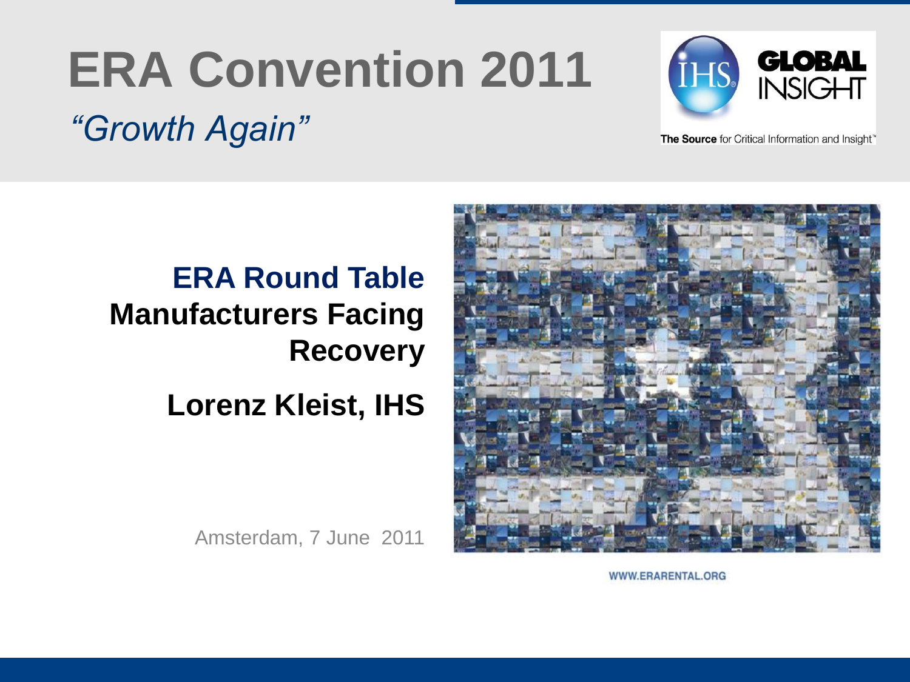# ERA Convention 2011

*"Growth Again"*

IHS GLOBAL INSIGHT

The Source for Critical Information and Insight™

## ERA Round Table
**Manufacturers Facing Recovery**

**Lorenz Kleist, IHS**

Amsterdam, 7 June 2011

WWW.ERARENTAL.ORG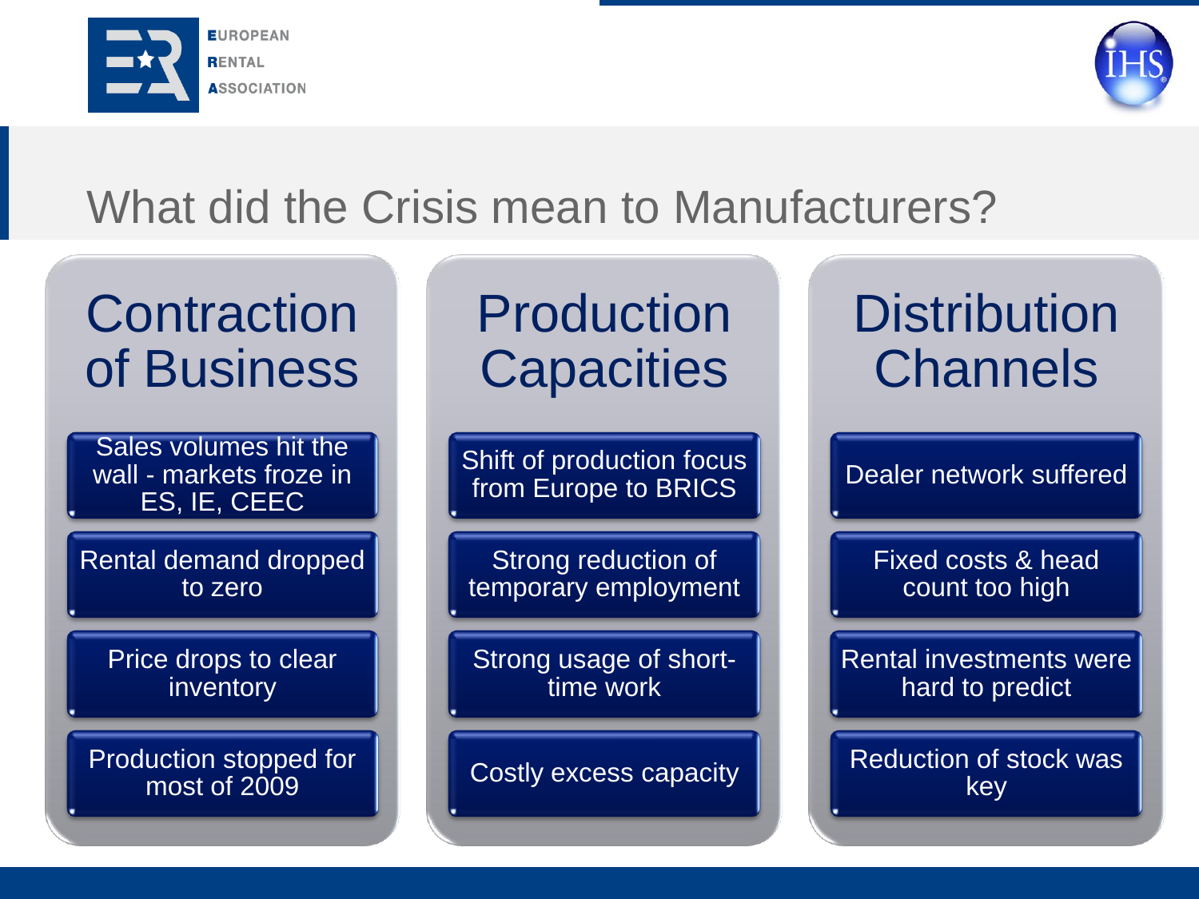# What did the Crisis mean to Manufacturers?

## Contraction of Business

- Sales volumes hit the wall - markets froze in ES, IE, CEEC
- Rental demand dropped to zero
- Price drops to clear inventory
- Production stopped for most of 2009

## Production Capacities

- Shift of production focus from Europe to BRICS
- Strong reduction of temporary employment
- Strong usage of short-time work
- Costly excess capacity

## Distribution Channels

- Dealer network suffered
- Fixed costs & head count too high
- Rental investments were hard to predict
- Reduction of stock was key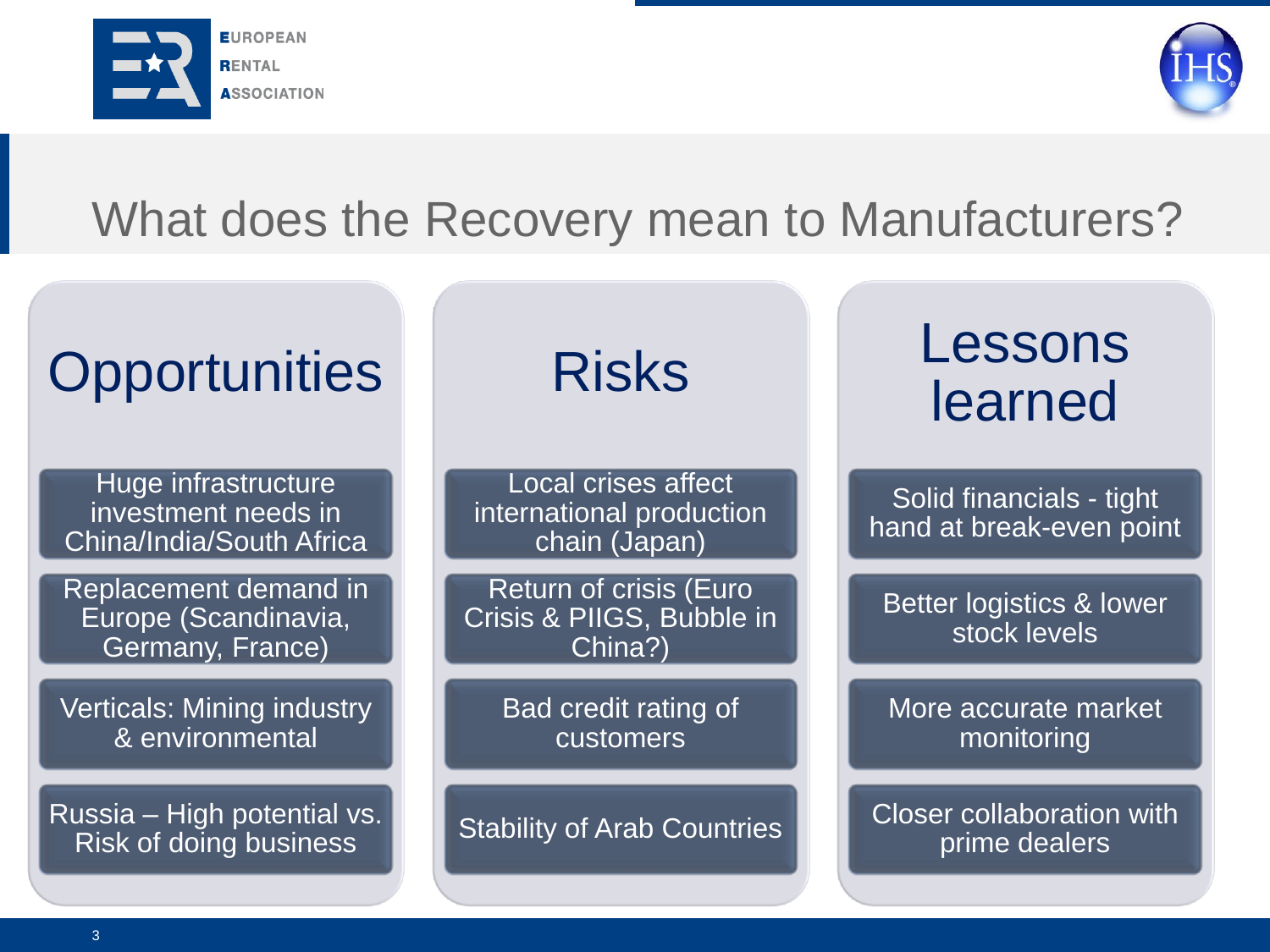# What does the Recovery mean to Manufacturers?

## Opportunities

- Huge infrastructure investment needs in China/India/South Africa
- Replacement demand in Europe (Scandinavia, Germany, France)
- Verticals: Mining industry & environmental
- Russia – High potential vs. Risk of doing business

## Risks

- Local crises affect international production chain (Japan)
- Return of crisis (Euro Crisis & PIIGS, Bubble in China?)
- Bad credit rating of customers
- Stability of Arab Countries

## Lessons learned

- Solid financials - tight hand at break-even point
- Better logistics & lower stock levels
- More accurate market monitoring
- Closer collaboration with prime dealers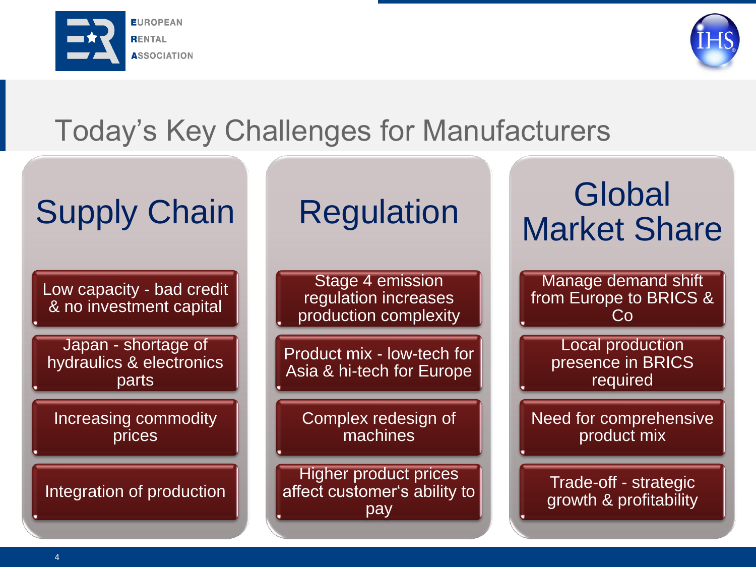# Today's Key Challenges for Manufacturers

## Supply Chain

- Low capacity - bad credit & no investment capital
- Japan - shortage of hydraulics & electronics parts
- Increasing commodity prices
- Integration of production

## Regulation

- Stage 4 emission regulation increases production complexity
- Product mix - low-tech for Asia & hi-tech for Europe
- Complex redesign of machines
- Higher product prices affect customer's ability to pay

## Global Market Share

- Manage demand shift from Europe to BRICS & Co
- Local production presence in BRICS required
- Need for comprehensive product mix
- Trade-off - strategic growth & profitability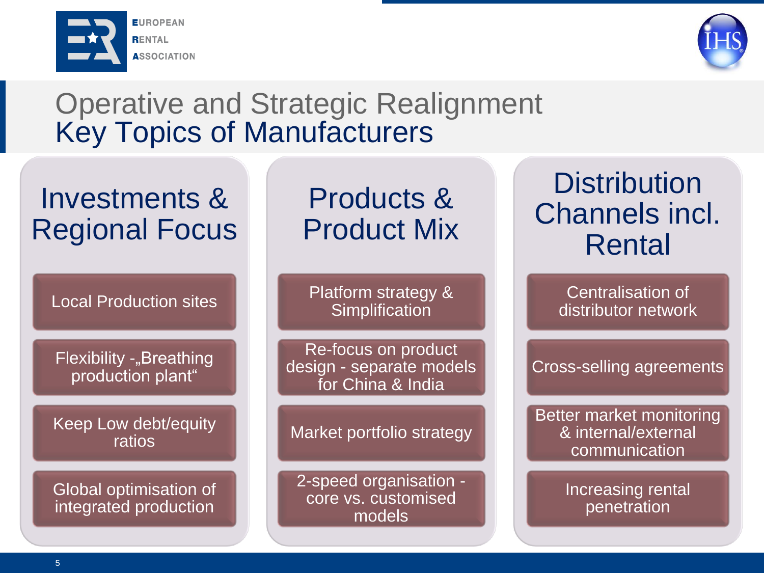# Operative and Strategic Realignment
## Key Topics of Manufacturers

### Investments & Regional Focus

- Local Production sites
- Flexibility -„Breathing production plant“
- Keep Low debt/equity ratios
- Global optimisation of integrated production

### Products & Product Mix

- Platform strategy & Simplification
- Re-focus on product design - separate models for China & India
- Market portfolio strategy
- 2-speed organisation - core vs. customised models

### Distribution Channels incl. Rental

- Centralisation of distributor network
- Cross-selling agreements
- Better market monitoring & internal/external communication
- Increasing rental penetration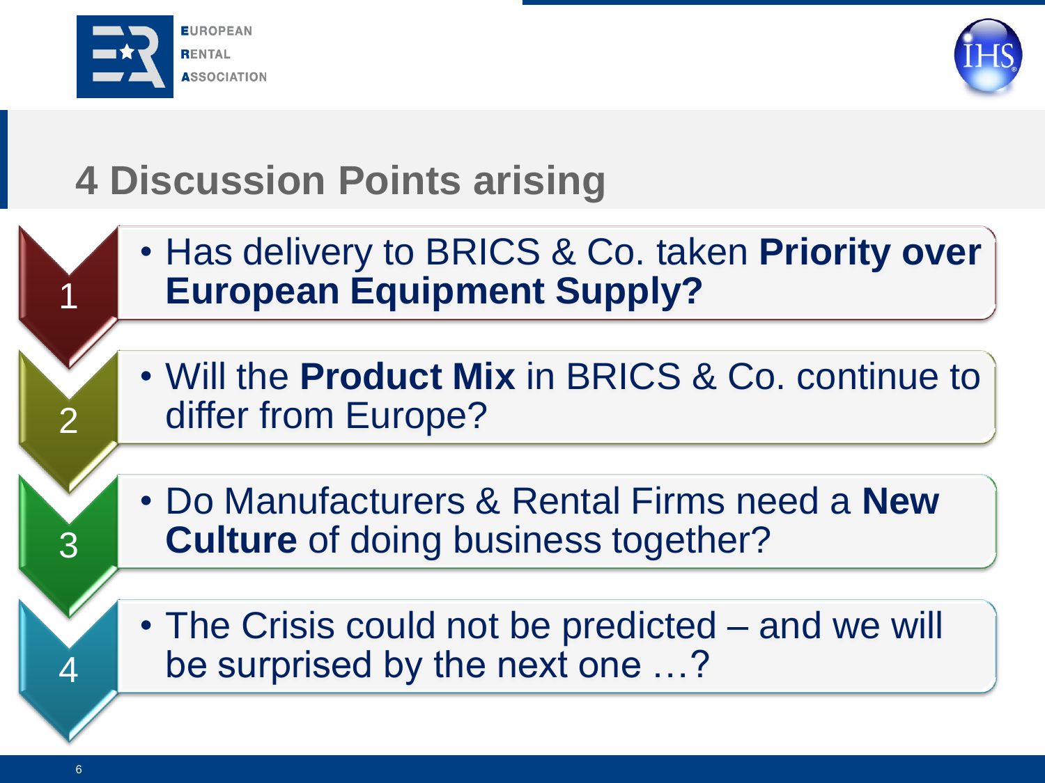# 4 Discussion Points arising

1. Has delivery to BRICS & Co. taken **Priority over European Equipment Supply?**
2. Will the **Product Mix** in BRICS & Co. continue to differ from Europe?
3. Do Manufacturers & Rental Firms need a **New Culture** of doing business together?
4. The Crisis could not be predicted – and we will be surprised by the next one …?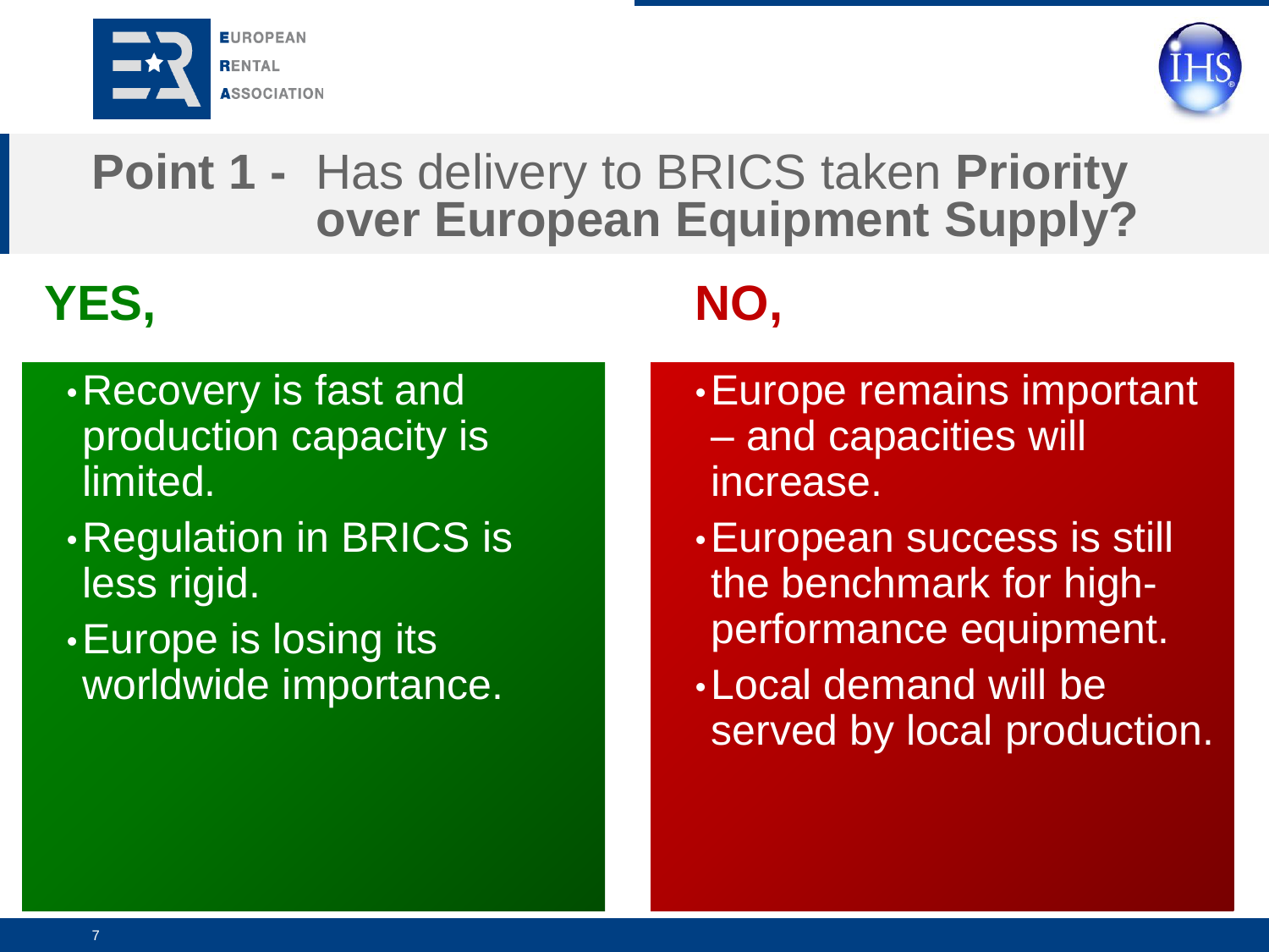# **Point 1 -** Has delivery to BRICS taken **Priority over European Equipment Supply?**

## YES,

- Recovery is fast and production capacity is limited.
- Regulation in BRICS is less rigid.
- Europe is losing its worldwide importance.

## NO,

- Europe remains important – and capacities will increase.
- European success is still the benchmark for high-performance equipment.
- Local demand will be served by local production.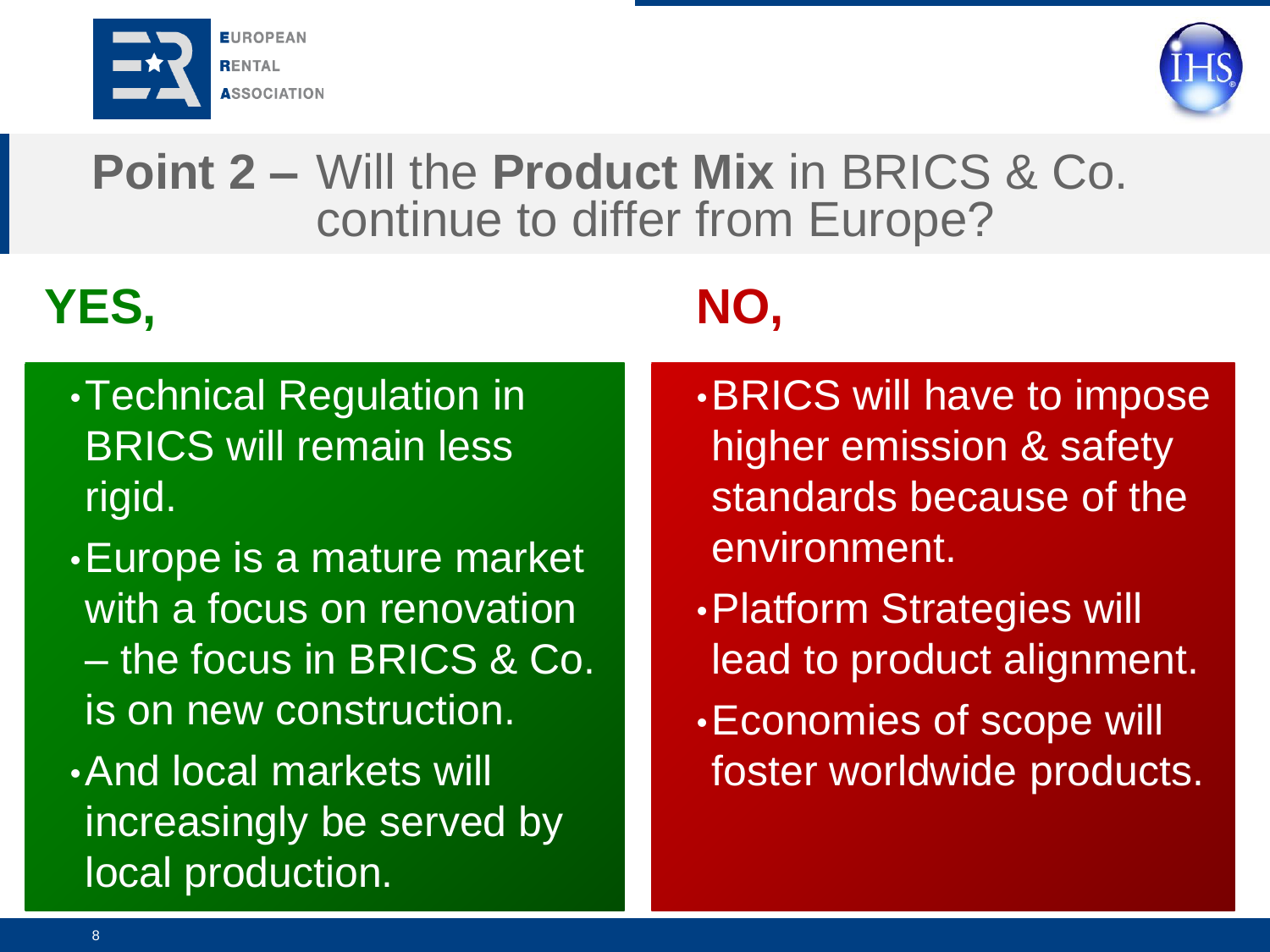# **Point 2 –** Will the **Product Mix** in BRICS & Co. continue to differ from Europe?

## YES,

- Technical Regulation in BRICS will remain less rigid.
- Europe is a mature market with a focus on renovation – the focus in BRICS & Co. is on new construction.
- And local markets will increasingly be served by local production.

## NO,

- BRICS will have to impose higher emission & safety standards because of the environment.
- Platform Strategies will lead to product alignment.
- Economies of scope will foster worldwide products.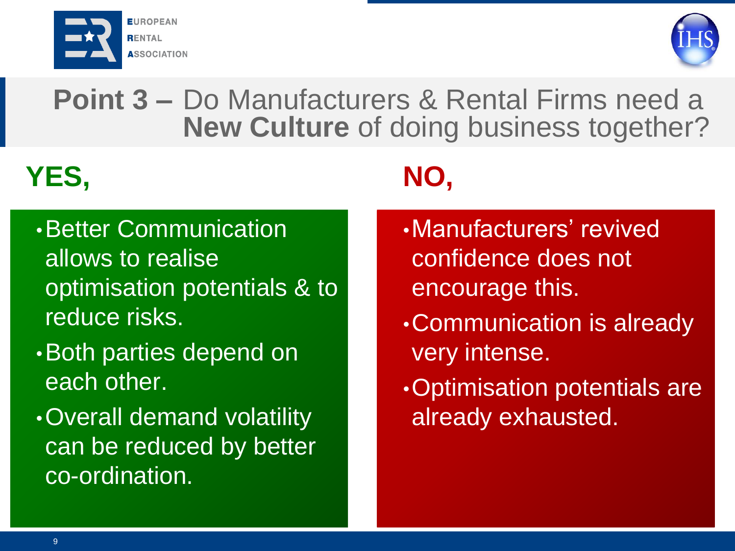# **Point 3 –** Do Manufacturers & Rental Firms need a **New Culture** of doing business together?

## YES,

- Better Communication allows to realise optimisation potentials & to reduce risks.
- Both parties depend on each other.
- Overall demand volatility can be reduced by better co-ordination.

## NO,

- Manufacturers' revived confidence does not encourage this.
- Communication is already very intense.
- Optimisation potentials are already exhausted.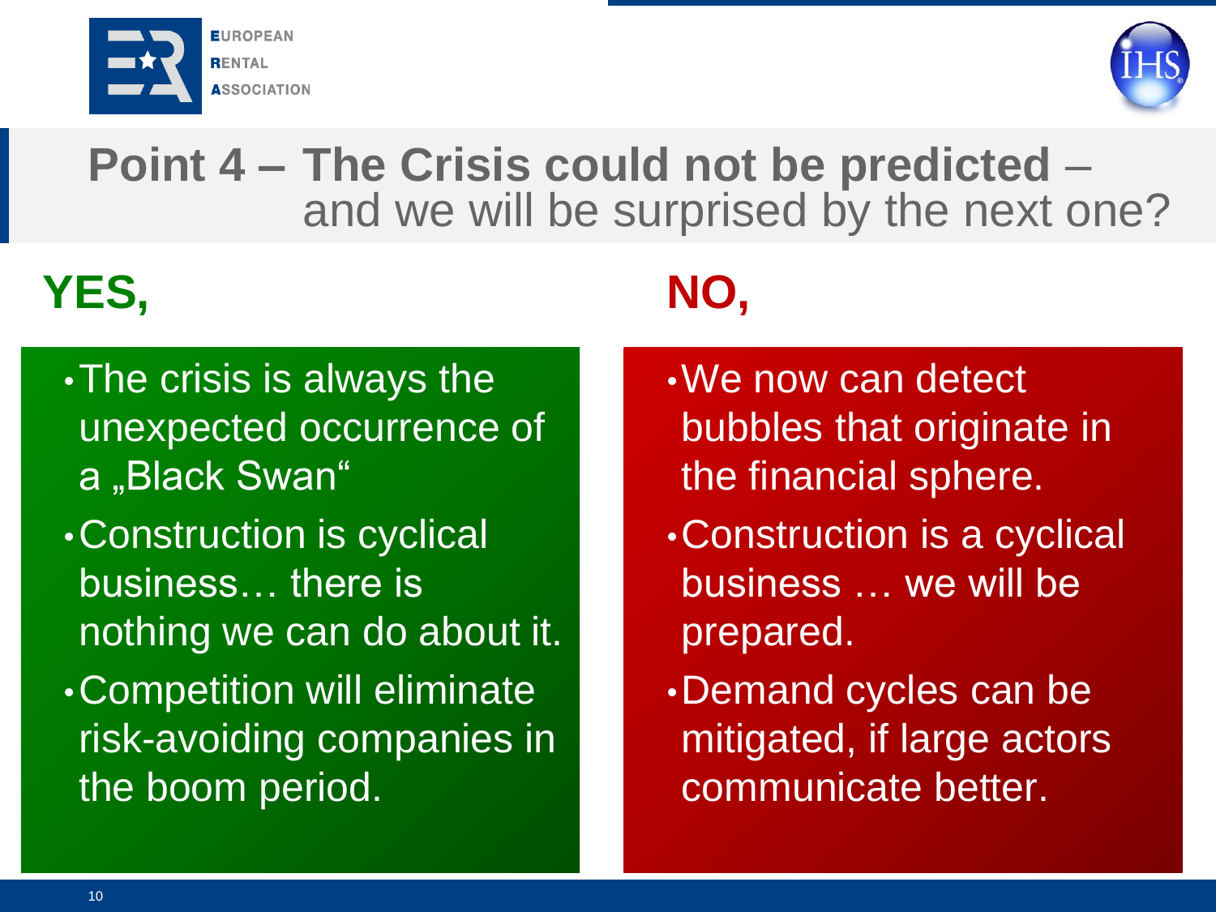# Point 4 – The Crisis could not be predicted – and we will be surprised by the next one?

## YES,

- The crisis is always the unexpected occurrence of a „Black Swan“
- Construction is cyclical business… there is nothing we can do about it.
- Competition will eliminate risk-avoiding companies in the boom period.

## NO,

- We now can detect bubbles that originate in the financial sphere.
- Construction is a cyclical business … we will be prepared.
- Demand cycles can be mitigated, if large actors communicate better.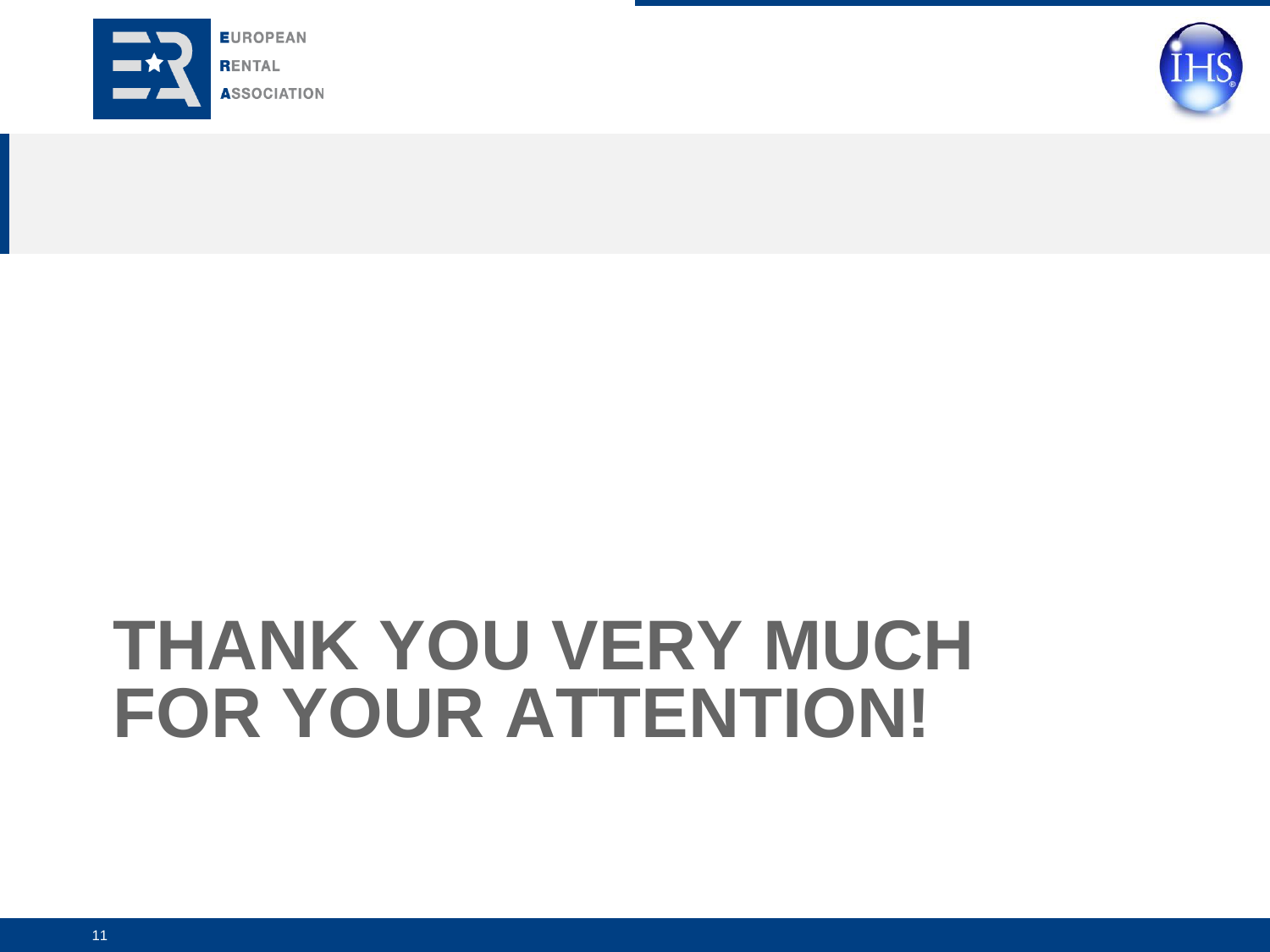# THANK YOU VERY MUCH FOR YOUR ATTENTION!